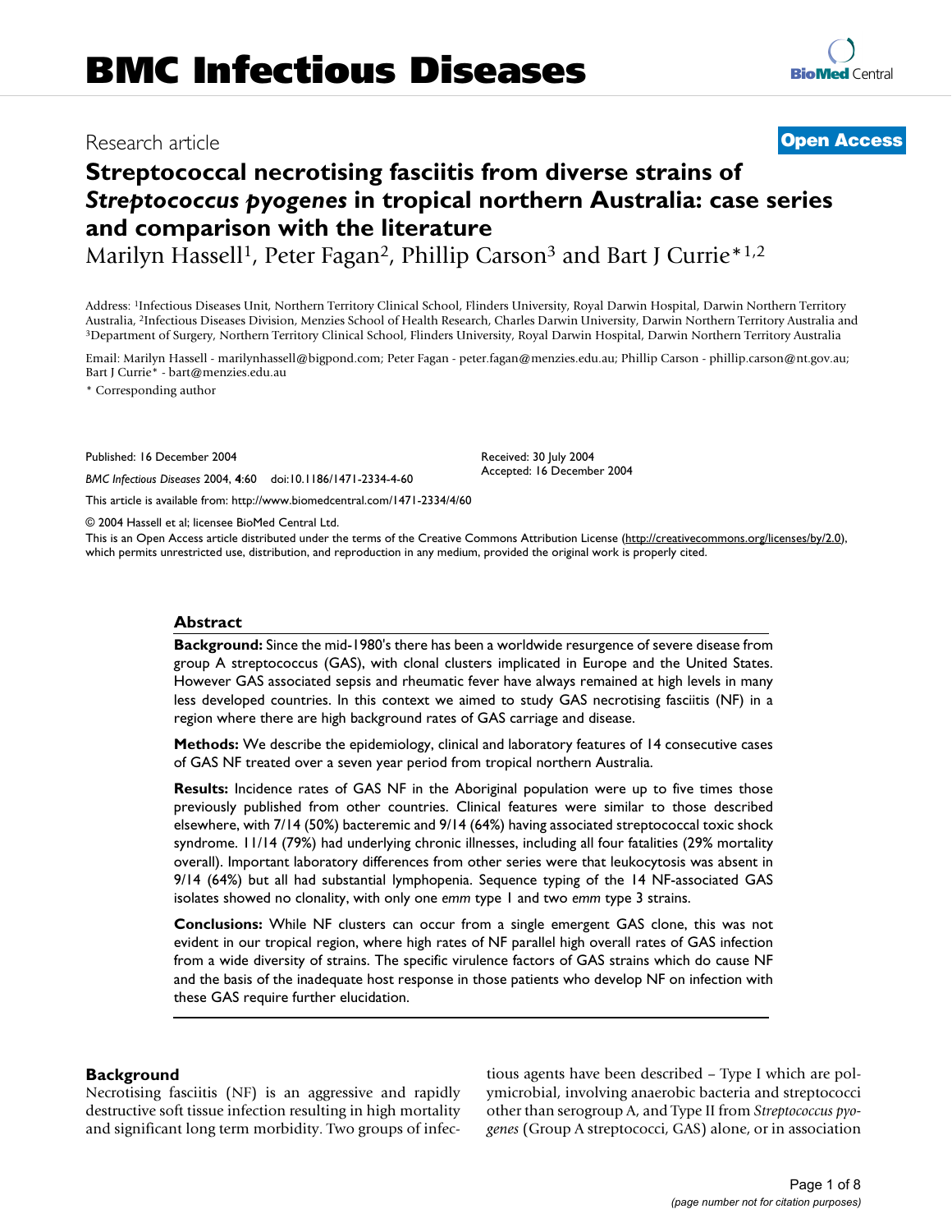BMC Infectious Diseases

Research article

Open Access

# Streptococcal necrotising fasciitis from diverse strains of *Streptococcus pyogenes* in tropical northern Australia: case series and comparison with the literature

Marilyn Hassell[1], Peter Fagan[2], Phillip Carson[3] and Bart J Currie*[1,2]

Address: [1]Infectious Diseases Unit, Northern Territory Clinical School, Flinders University, Royal Darwin Hospital, Darwin Northern Territory Australia, [2]Infectious Diseases Division, Menzies School of Health Research, Charles Darwin University, Darwin Northern Territory Australia and [3]Department of Surgery, Northern Territory Clinical School, Flinders University, Royal Darwin Hospital, Darwin Northern Territory Australia

Email: Marilyn Hassell - marilynhassell@bigpond.com; Peter Fagan - peter.fagan@menzies.edu.au; Phillip Carson - phillip.carson@nt.gov.au; Bart J Currie* - bart@menzies.edu.au

* Corresponding author

Published: 16 December 2004

*BMC Infectious Diseases* 2004, **4**:60 doi:10.1186/1471-2334-4-60

Received: 30 July 2004
Accepted: 16 December 2004

This article is available from: http://www.biomedcentral.com/1471-2334/4/60

© 2004 Hassell et al; licensee BioMed Central Ltd.

This is an Open Access article distributed under the terms of the Creative Commons Attribution License (http://creativecommons.org/licenses/by/2.0), which permits unrestricted use, distribution, and reproduction in any medium, provided the original work is properly cited.

## Abstract

**Background:** Since the mid-1980's there has been a worldwide resurgence of severe disease from group A streptococcus (GAS), with clonal clusters implicated in Europe and the United States. However GAS associated sepsis and rheumatic fever have always remained at high levels in many less developed countries. In this context we aimed to study GAS necrotising fasciitis (NF) in a region where there are high background rates of GAS carriage and disease.

**Methods:** We describe the epidemiology, clinical and laboratory features of 14 consecutive cases of GAS NF treated over a seven year period from tropical northern Australia.

**Results:** Incidence rates of GAS NF in the Aboriginal population were up to five times those previously published from other countries. Clinical features were similar to those described elsewhere, with 7/14 (50%) bacteremic and 9/14 (64%) having associated streptococcal toxic shock syndrome. 11/14 (79%) had underlying chronic illnesses, including all four fatalities (29% mortality overall). Important laboratory differences from other series were that leukocytosis was absent in 9/14 (64%) but all had substantial lymphopenia. Sequence typing of the 14 NF-associated GAS isolates showed no clonality, with only one *emm* type 1 and two *emm* type 3 strains.

**Conclusions:** While NF clusters can occur from a single emergent GAS clone, this was not evident in our tropical region, where high rates of NF parallel high overall rates of GAS infection from a wide diversity of strains. The specific virulence factors of GAS strains which do cause NF and the basis of the inadequate host response in those patients who develop NF on infection with these GAS require further elucidation.

## Background

Necrotising fasciitis (NF) is an aggressive and rapidly destructive soft tissue infection resulting in high mortality and significant long term morbidity. Two groups of infectious agents have been described – Type I which are polymicrobial, involving anaerobic bacteria and streptococci other than serogroup A, and Type II from *Streptococcus pyogenes* (Group A streptococci, GAS) alone, or in association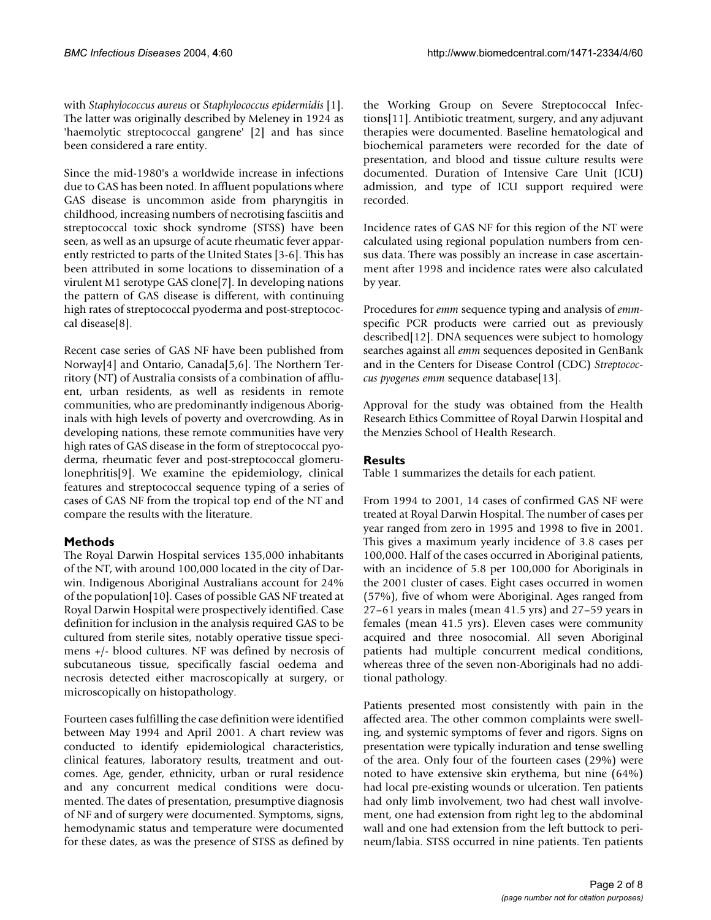with *Staphylococcus aureus* or *Staphylococcus epidermidis* [1]. The latter was originally described by Meleney in 1924 as 'haemolytic streptococcal gangrene' [2] and has since been considered a rare entity.

Since the mid-1980's a worldwide increase in infections due to GAS has been noted. In affluent populations where GAS disease is uncommon aside from pharyngitis in childhood, increasing numbers of necrotising fasciitis and streptococcal toxic shock syndrome (STSS) have been seen, as well as an upsurge of acute rheumatic fever apparently restricted to parts of the United States [3-6]. This has been attributed in some locations to dissemination of a virulent M1 serotype GAS clone[7]. In developing nations the pattern of GAS disease is different, with continuing high rates of streptococcal pyoderma and post-streptococcal disease[8].

Recent case series of GAS NF have been published from Norway[4] and Ontario, Canada[5,6]. The Northern Territory (NT) of Australia consists of a combination of affluent, urban residents, as well as residents in remote communities, who are predominantly indigenous Aboriginals with high levels of poverty and overcrowding. As in developing nations, these remote communities have very high rates of GAS disease in the form of streptococcal pyoderma, rheumatic fever and post-streptococcal glomerulonephritis[9]. We examine the epidemiology, clinical features and streptococcal sequence typing of a series of cases of GAS NF from the tropical top end of the NT and compare the results with the literature.

## Methods

The Royal Darwin Hospital services 135,000 inhabitants of the NT, with around 100,000 located in the city of Darwin. Indigenous Aboriginal Australians account for 24% of the population[10]. Cases of possible GAS NF treated at Royal Darwin Hospital were prospectively identified. Case definition for inclusion in the analysis required GAS to be cultured from sterile sites, notably operative tissue specimens +/- blood cultures. NF was defined by necrosis of subcutaneous tissue, specifically fascial oedema and necrosis detected either macroscopically at surgery, or microscopically on histopathology.

Fourteen cases fulfilling the case definition were identified between May 1994 and April 2001. A chart review was conducted to identify epidemiological characteristics, clinical features, laboratory results, treatment and outcomes. Age, gender, ethnicity, urban or rural residence and any concurrent medical conditions were documented. The dates of presentation, presumptive diagnosis of NF and of surgery were documented. Symptoms, signs, hemodynamic status and temperature were documented for these dates, as was the presence of STSS as defined by the Working Group on Severe Streptococcal Infections[11]. Antibiotic treatment, surgery, and any adjuvant therapies were documented. Baseline hematological and biochemical parameters were recorded for the date of presentation, and blood and tissue culture results were documented. Duration of Intensive Care Unit (ICU) admission, and type of ICU support required were recorded.

Incidence rates of GAS NF for this region of the NT were calculated using regional population numbers from census data. There was possibly an increase in case ascertainment after 1998 and incidence rates were also calculated by year.

Procedures for *emm* sequence typing and analysis of *emm*-specific PCR products were carried out as previously described[12]. DNA sequences were subject to homology searches against all *emm* sequences deposited in GenBank and in the Centers for Disease Control (CDC) *Streptococcus pyogenes emm* sequence database[13].

Approval for the study was obtained from the Health Research Ethics Committee of Royal Darwin Hospital and the Menzies School of Health Research.

## Results

Table 1 summarizes the details for each patient.

From 1994 to 2001, 14 cases of confirmed GAS NF were treated at Royal Darwin Hospital. The number of cases per year ranged from zero in 1995 and 1998 to five in 2001. This gives a maximum yearly incidence of 3.8 cases per 100,000. Half of the cases occurred in Aboriginal patients, with an incidence of 5.8 per 100,000 for Aboriginals in the 2001 cluster of cases. Eight cases occurred in women (57%), five of whom were Aboriginal. Ages ranged from 27–61 years in males (mean 41.5 yrs) and 27–59 years in females (mean 41.5 yrs). Eleven cases were community acquired and three nosocomial. All seven Aboriginal patients had multiple concurrent medical conditions, whereas three of the seven non-Aboriginals had no additional pathology.

Patients presented most consistently with pain in the affected area. The other common complaints were swelling, and systemic symptoms of fever and rigors. Signs on presentation were typically induration and tense swelling of the area. Only four of the fourteen cases (29%) were noted to have extensive skin erythema, but nine (64%) had local pre-existing wounds or ulceration. Ten patients had only limb involvement, two had chest wall involvement, one had extension from right leg to the abdominal wall and one had extension from the left buttock to perineum/labia. STSS occurred in nine patients. Ten patients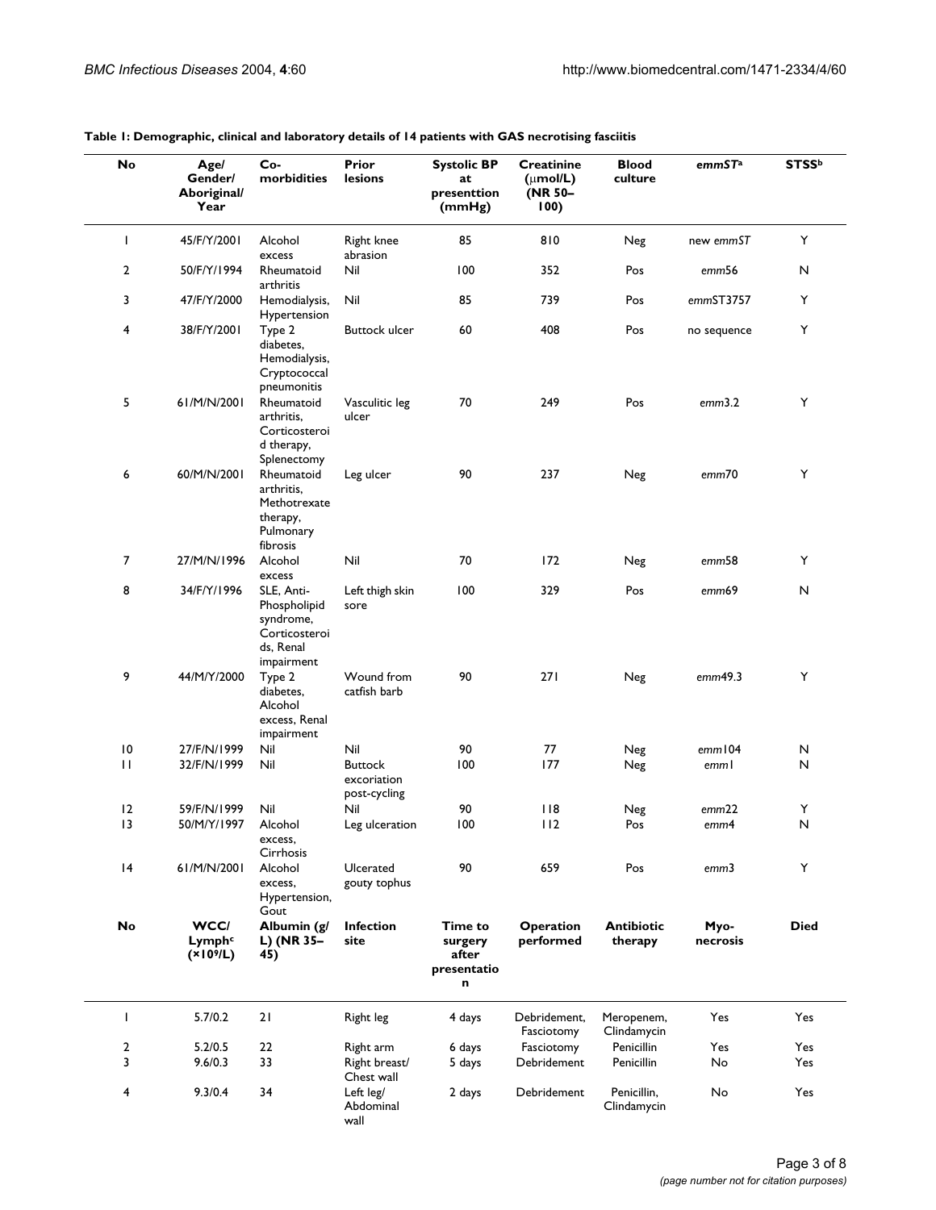**Table 1: Demographic, clinical and laboratory details of 14 patients with GAS necrotising fasciitis**

| No | Age/ Gender/ Aboriginal/ Year | Co-morbidities | Prior lesions | Systolic BP at presenttion (mmHg) | Creatinine (μmol/L) (NR 50–100) | Blood culture | *emmST*[a] | STSS[b] |
|---|---|---|---|---|---|---|---|---|
| 1 | 45/F/Y/2001 | Alcohol excess | Right knee abrasion | 85 | 810 | Neg | new *emmST* | Y |
| 2 | 50/F/Y/1994 | Rheumatoid arthritis | Nil | 100 | 352 | Pos | *emm*56 | N |
| 3 | 47/F/Y/2000 | Hemodialysis, Hypertension | Nil | 85 | 739 | Pos | *emm*ST3757 | Y |
| 4 | 38/F/Y/2001 | Type 2 diabetes, Hemodialysis, Cryptococcal pneumonitis | Buttock ulcer | 60 | 408 | Pos | no sequence | Y |
| 5 | 61/M/N/2001 | Rheumatoid arthritis, Corticosteroid therapy, Splenectomy | Vasculitic leg ulcer | 70 | 249 | Pos | *emm*3.2 | Y |
| 6 | 60/M/N/2001 | Rheumatoid arthritis, Methotrexate therapy, Pulmonary fibrosis | Leg ulcer | 90 | 237 | Neg | *emm*70 | Y |
| 7 | 27/M/N/1996 | Alcohol excess | Nil | 70 | 172 | Neg | *emm*58 | Y |
| 8 | 34/F/Y/1996 | SLE, Anti-Phospholipid syndrome, Corticosteroids, Renal impairment | Left thigh skin sore | 100 | 329 | Pos | *emm*69 | N |
| 9 | 44/M/Y/2000 | Type 2 diabetes, Alcohol excess, Renal impairment | Wound from catfish barb | 90 | 271 | Neg | *emm*49.3 | Y |
| 10 | 27/F/N/1999 | Nil | Nil | 90 | 77 | Neg | *emm*104 | N |
| 11 | 32/F/N/1999 | Nil | Buttock excoriation post-cycling | 100 | 177 | Neg | *emm*1 | N |
| 12 | 59/F/N/1999 | Nil | Nil | 90 | 118 | Neg | *emm*22 | Y |
| 13 | 50/M/Y/1997 | Alcohol excess, Cirrhosis | Leg ulceration | 100 | 112 | Pos | *emm*4 | N |
| 14 | 61/M/N/2001 | Alcohol excess, Hypertension, Gout | Ulcerated gouty tophus | 90 | 659 | Pos | *emm*3 | Y |

| No | WCC/ Lymph[c] ($\times 10^9$/L) | Albumin (g/L) (NR 35–45) | Infection site | Time to surgery after presentation | Operation performed | Antibiotic therapy | Myo-necrosis | Died |
|---|---|---|---|---|---|---|---|---|
| 1 | 5.7/0.2 | 21 | Right leg | 4 days | Debridement, Fasciotomy | Meropenem, Clindamycin | Yes | Yes |
| 2 | 5.2/0.5 | 22 | Right arm | 6 days | Fasciotomy | Penicillin | Yes | Yes |
| 3 | 9.6/0.3 | 33 | Right breast/ Chest wall | 5 days | Debridement | Penicillin | No | Yes |
| 4 | 9.3/0.4 | 34 | Left leg/ Abdominal wall | 2 days | Debridement | Penicillin, Clindamycin | No | Yes |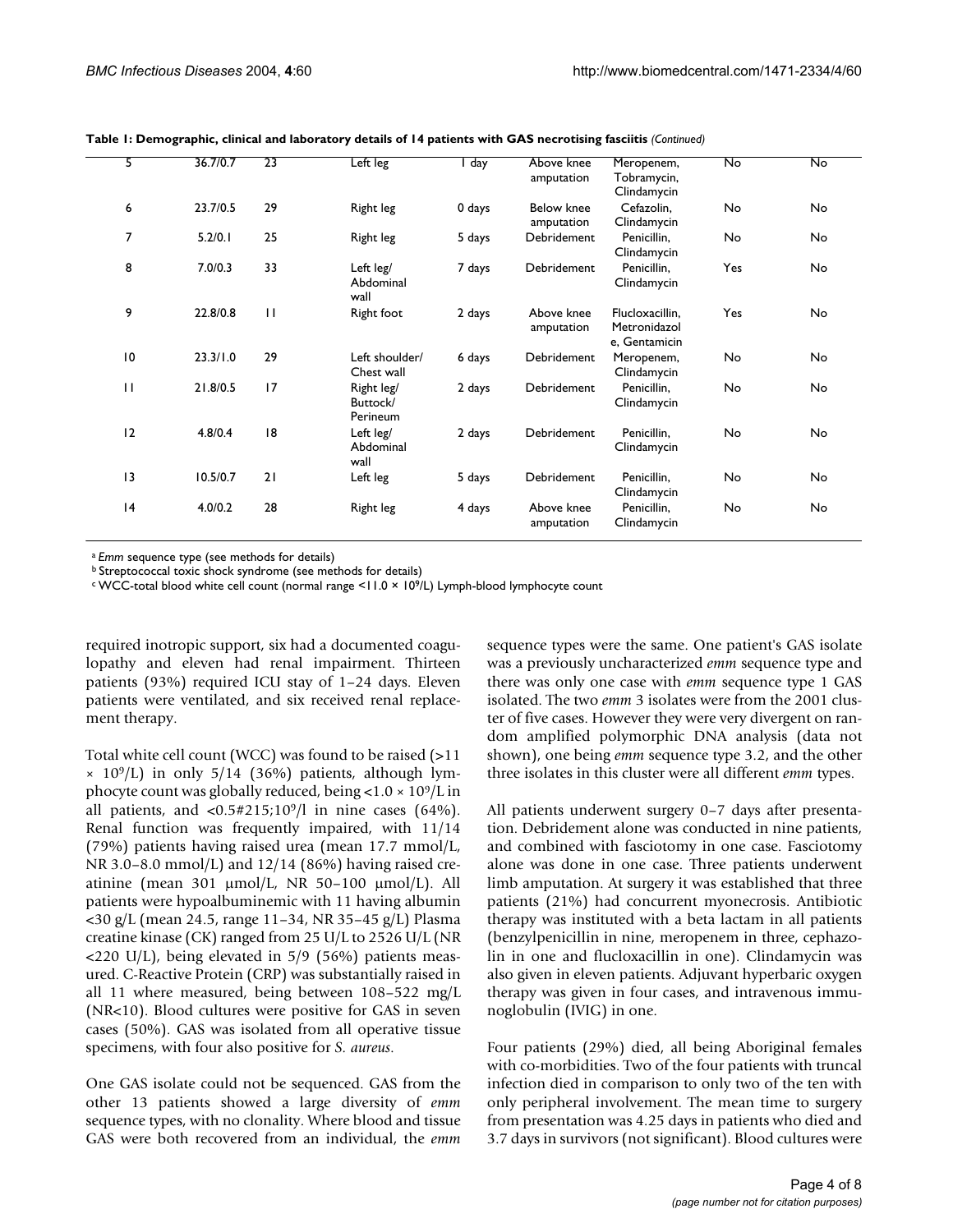**Table 1: Demographic, clinical and laboratory details of 14 patients with GAS necrotising fasciitis** *(Continued)*

| | | | | | | | | |
|---|---|---|---|---|---|---|---|---|
| 5 | 36.7/0.7 | 23 | Left leg | 1 day | Above knee amputation | Meropenem, Tobramycin, Clindamycin | No | No |
| 6 | 23.7/0.5 | 29 | Right leg | 0 days | Below knee amputation | Cefazolin, Clindamycin | No | No |
| 7 | 5.2/0.1 | 25 | Right leg | 5 days | Debridement | Penicillin, Clindamycin | No | No |
| 8 | 7.0/0.3 | 33 | Left leg/ Abdominal wall | 7 days | Debridement | Penicillin, Clindamycin | Yes | No |
| 9 | 22.8/0.8 | 11 | Right foot | 2 days | Above knee amputation | Flucloxacillin, Metronidazole, Gentamicin | Yes | No |
| 10 | 23.3/1.0 | 29 | Left shoulder/ Chest wall | 6 days | Debridement | Meropenem, Clindamycin | No | No |
| 11 | 21.8/0.5 | 17 | Right leg/ Buttock/ Perineum | 2 days | Debridement | Penicillin, Clindamycin | No | No |
| 12 | 4.8/0.4 | 18 | Left leg/ Abdominal wall | 2 days | Debridement | Penicillin, Clindamycin | No | No |
| 13 | 10.5/0.7 | 21 | Left leg | 5 days | Debridement | Penicillin, Clindamycin | No | No |
| 14 | 4.0/0.2 | 28 | Right leg | 4 days | Above knee amputation | Penicillin, Clindamycin | No | No |

[a] *Emm* sequence type (see methods for details)
[b] Streptococcal toxic shock syndrome (see methods for details)
[c] WCC-total blood white cell count (normal range <11.0 × $10^9$/L) Lymph-blood lymphocyte count

required inotropic support, six had a documented coagulopathy and eleven had renal impairment. Thirteen patients (93%) required ICU stay of 1–24 days. Eleven patients were ventilated, and six received renal replacement therapy.

Total white cell count (WCC) was found to be raised (>11 × $10^9$/L) in only 5/14 (36%) patients, although lymphocyte count was globally reduced, being <1.0 × $10^9$/L in all patients, and <0.5#215;$10^9$/l in nine cases (64%). Renal function was frequently impaired, with 11/14 (79%) patients having raised urea (mean 17.7 mmol/L, NR 3.0–8.0 mmol/L) and 12/14 (86%) having raised creatinine (mean 301 μmol/L, NR 50–100 μmol/L). All patients were hypoalbuminemic with 11 having albumin <30 g/L (mean 24.5, range 11–34, NR 35–45 g/L) Plasma creatine kinase (CK) ranged from 25 U/L to 2526 U/L (NR <220 U/L), being elevated in 5/9 (56%) patients measured. C-Reactive Protein (CRP) was substantially raised in all 11 where measured, being between 108–522 mg/L (NR<10). Blood cultures were positive for GAS in seven cases (50%). GAS was isolated from all operative tissue specimens, with four also positive for *S. aureus*.

One GAS isolate could not be sequenced. GAS from the other 13 patients showed a large diversity of *emm* sequence types, with no clonality. Where blood and tissue GAS were both recovered from an individual, the *emm* sequence types were the same. One patient's GAS isolate was a previously uncharacterized *emm* sequence type and there was only one case with *emm* sequence type 1 GAS isolated. The two *emm* 3 isolates were from the 2001 cluster of five cases. However they were very divergent on random amplified polymorphic DNA analysis (data not shown), one being *emm* sequence type 3.2, and the other three isolates in this cluster were all different *emm* types.

All patients underwent surgery 0–7 days after presentation. Debridement alone was conducted in nine patients, and combined with fasciotomy in one case. Fasciotomy alone was done in one case. Three patients underwent limb amputation. At surgery it was established that three patients (21%) had concurrent myonecrosis. Antibiotic therapy was instituted with a beta lactam in all patients (benzylpenicillin in nine, meropenem in three, cephazolin in one and flucloxacillin in one). Clindamycin was also given in eleven patients. Adjuvant hyperbaric oxygen therapy was given in four cases, and intravenous immunoglobulin (IVIG) in one.

Four patients (29%) died, all being Aboriginal females with co-morbidities. Two of the four patients with truncal infection died in comparison to only two of the ten with only peripheral involvement. The mean time to surgery from presentation was 4.25 days in patients who died and 3.7 days in survivors (not significant). Blood cultures were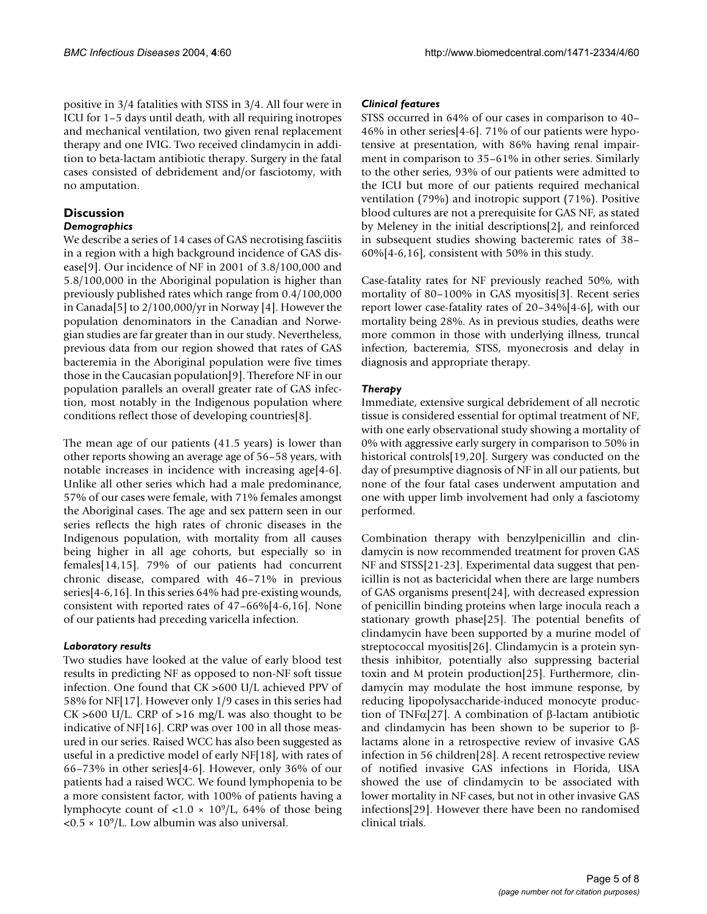positive in 3/4 fatalities with STSS in 3/4. All four were in ICU for 1–5 days until death, with all requiring inotropes and mechanical ventilation, two given renal replacement therapy and one IVIG. Two received clindamycin in addition to beta-lactam antibiotic therapy. Surgery in the fatal cases consisted of debridement and/or fasciotomy, with no amputation.

## Discussion

### *Demographics*

We describe a series of 14 cases of GAS necrotising fasciitis in a region with a high background incidence of GAS disease[9]. Our incidence of NF in 2001 of 3.8/100,000 and 5.8/100,000 in the Aboriginal population is higher than previously published rates which range from 0.4/100,000 in Canada[5] to 2/100,000/yr in Norway [4]. However the population denominators in the Canadian and Norwegian studies are far greater than in our study. Nevertheless, previous data from our region showed that rates of GAS bacteremia in the Aboriginal population were five times those in the Caucasian population[9]. Therefore NF in our population parallels an overall greater rate of GAS infection, most notably in the Indigenous population where conditions reflect those of developing countries[8].

The mean age of our patients (41.5 years) is lower than other reports showing an average age of 56–58 years, with notable increases in incidence with increasing age[4-6]. Unlike all other series which had a male predominance, 57% of our cases were female, with 71% females amongst the Aboriginal cases. The age and sex pattern seen in our series reflects the high rates of chronic diseases in the Indigenous population, with mortality from all causes being higher in all age cohorts, but especially so in females[14,15]. 79% of our patients had concurrent chronic disease, compared with 46–71% in previous series[4-6,16]. In this series 64% had pre-existing wounds, consistent with reported rates of 47–66%[4-6,16]. None of our patients had preceding varicella infection.

### *Laboratory results*

Two studies have looked at the value of early blood test results in predicting NF as opposed to non-NF soft tissue infection. One found that CK >600 U/L achieved PPV of 58% for NF[17]. However only 1/9 cases in this series had CK >600 U/L. CRP of >16 mg/L was also thought to be indicative of NF[16]. CRP was over 100 in all those measured in our series. Raised WCC has also been suggested as useful in a predictive model of early NF[18], with rates of 66–73% in other series[4-6]. However, only 36% of our patients had a raised WCC. We found lymphopenia to be a more consistent factor, with 100% of patients having a lymphocyte count of $<1.0 \times 10^9$/L, 64% of those being $<0.5 \times 10^9$/L. Low albumin was also universal.

### *Clinical features*

STSS occurred in 64% of our cases in comparison to 40–46% in other series[4-6]. 71% of our patients were hypotensive at presentation, with 86% having renal impairment in comparison to 35–61% in other series. Similarly to the other series, 93% of our patients were admitted to the ICU but more of our patients required mechanical ventilation (79%) and inotropic support (71%). Positive blood cultures are not a prerequisite for GAS NF, as stated by Meleney in the initial descriptions[2], and reinforced in subsequent studies showing bacteremic rates of 38–60%[4-6,16], consistent with 50% in this study.

Case-fatality rates for NF previously reached 50%, with mortality of 80–100% in GAS myositis[3]. Recent series report lower case-fatality rates of 20–34%[4-6], with our mortality being 28%. As in previous studies, deaths were more common in those with underlying illness, truncal infection, bacteremia, STSS, myonecrosis and delay in diagnosis and appropriate therapy.

### *Therapy*

Immediate, extensive surgical debridement of all necrotic tissue is considered essential for optimal treatment of NF, with one early observational study showing a mortality of 0% with aggressive early surgery in comparison to 50% in historical controls[19,20]. Surgery was conducted on the day of presumptive diagnosis of NF in all our patients, but none of the four fatal cases underwent amputation and one with upper limb involvement had only a fasciotomy performed.

Combination therapy with benzylpenicillin and clindamycin is now recommended treatment for proven GAS NF and STSS[21-23]. Experimental data suggest that penicillin is not as bactericidal when there are large numbers of GAS organisms present[24], with decreased expression of penicillin binding proteins when large inocula reach a stationary growth phase[25]. The potential benefits of clindamycin have been supported by a murine model of streptococcal myositis[26]. Clindamycin is a protein synthesis inhibitor, potentially also suppressing bacterial toxin and M protein production[25]. Furthermore, clindamycin may modulate the host immune response, by reducing lipopolysaccharide-induced monocyte production of TNF$\alpha$[27]. A combination of $\beta$-lactam antibiotic and clindamycin has been shown to be superior to $\beta$-lactams alone in a retrospective review of invasive GAS infection in 56 children[28]. A recent retrospective review of notified invasive GAS infections in Florida, USA showed the use of clindamycin to be associated with lower mortality in NF cases, but not in other invasive GAS infections[29]. However there have been no randomised clinical trials.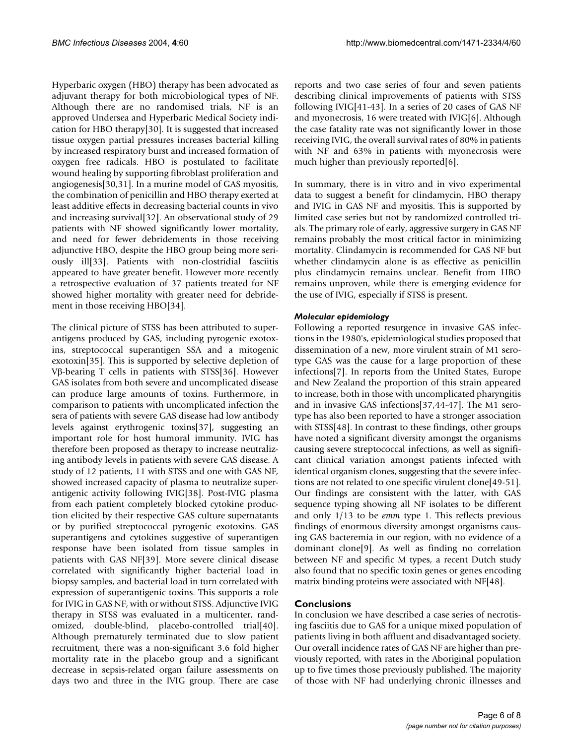Hyperbaric oxygen (HBO) therapy has been advocated as adjuvant therapy for both microbiological types of NF. Although there are no randomised trials, NF is an approved Undersea and Hyperbaric Medical Society indication for HBO therapy[30]. It is suggested that increased tissue oxygen partial pressures increases bacterial killing by increased respiratory burst and increased formation of oxygen free radicals. HBO is postulated to facilitate wound healing by supporting fibroblast proliferation and angiogenesis[30,31]. In a murine model of GAS myositis, the combination of penicillin and HBO therapy exerted at least additive effects in decreasing bacterial counts in vivo and increasing survival[32]. An observational study of 29 patients with NF showed significantly lower mortality, and need for fewer debridements in those receiving adjunctive HBO, despite the HBO group being more seriously ill[33]. Patients with non-clostridial fasciitis appeared to have greater benefit. However more recently a retrospective evaluation of 37 patients treated for NF showed higher mortality with greater need for debridement in those receiving HBO[34].

The clinical picture of STSS has been attributed to superantigens produced by GAS, including pyrogenic exotoxins, streptococcal superantigen SSA and a mitogenic exotoxin[35]. This is supported by selective depletion of Vβ-bearing T cells in patients with STSS[36]. However GAS isolates from both severe and uncomplicated disease can produce large amounts of toxins. Furthermore, in comparison to patients with uncomplicated infection the sera of patients with severe GAS disease had low antibody levels against erythrogenic toxins[37], suggesting an important role for host humoral immunity. IVIG has therefore been proposed as therapy to increase neutralizing antibody levels in patients with severe GAS disease. A study of 12 patients, 11 with STSS and one with GAS NF, showed increased capacity of plasma to neutralize superantigenic activity following IVIG[38]. Post-IVIG plasma from each patient completely blocked cytokine production elicited by their respective GAS culture supernatants or by purified streptococcal pyrogenic exotoxins. GAS superantigens and cytokines suggestive of superantigen response have been isolated from tissue samples in patients with GAS NF[39]. More severe clinical disease correlated with significantly higher bacterial load in biopsy samples, and bacterial load in turn correlated with expression of superantigenic toxins. This supports a role for IVIG in GAS NF, with or without STSS. Adjunctive IVIG therapy in STSS was evaluated in a multicenter, randomized, double-blind, placebo-controlled trial[40]. Although prematurely terminated due to slow patient recruitment, there was a non-significant 3.6 fold higher mortality rate in the placebo group and a significant decrease in sepsis-related organ failure assessments on days two and three in the IVIG group. There are case reports and two case series of four and seven patients describing clinical improvements of patients with STSS following IVIG[41-43]. In a series of 20 cases of GAS NF and myonecrosis, 16 were treated with IVIG[6]. Although the case fatality rate was not significantly lower in those receiving IVIG, the overall survival rates of 80% in patients with NF and 63% in patients with myonecrosis were much higher than previously reported[6].

In summary, there is in vitro and in vivo experimental data to suggest a benefit for clindamycin, HBO therapy and IVIG in GAS NF and myositis. This is supported by limited case series but not by randomized controlled trials. The primary role of early, aggressive surgery in GAS NF remains probably the most critical factor in minimizing mortality. Clindamycin is recommended for GAS NF but whether clindamycin alone is as effective as penicillin plus clindamycin remains unclear. Benefit from HBO remains unproven, while there is emerging evidence for the use of IVIG, especially if STSS is present.

### *Molecular epidemiology*

Following a reported resurgence in invasive GAS infections in the 1980's, epidemiological studies proposed that dissemination of a new, more virulent strain of M1 serotype GAS was the cause for a large proportion of these infections[7]. In reports from the United States, Europe and New Zealand the proportion of this strain appeared to increase, both in those with uncomplicated pharyngitis and in invasive GAS infections[37,44-47]. The M1 serotype has also been reported to have a stronger association with STSS[48]. In contrast to these findings, other groups have noted a significant diversity amongst the organisms causing severe streptococcal infections, as well as significant clinical variation amongst patients infected with identical organism clones, suggesting that the severe infections are not related to one specific virulent clone[49-51]. Our findings are consistent with the latter, with GAS sequence typing showing all NF isolates to be different and only 1/13 to be *emm* type 1. This reflects previous findings of enormous diversity amongst organisms causing GAS bacteremia in our region, with no evidence of a dominant clone[9]. As well as finding no correlation between NF and specific M types, a recent Dutch study also found that no specific toxin genes or genes encoding matrix binding proteins were associated with NF[48].

## Conclusions

In conclusion we have described a case series of necrotising fasciitis due to GAS for a unique mixed population of patients living in both affluent and disadvantaged society. Our overall incidence rates of GAS NF are higher than previously reported, with rates in the Aboriginal population up to five times those previously published. The majority of those with NF had underlying chronic illnesses and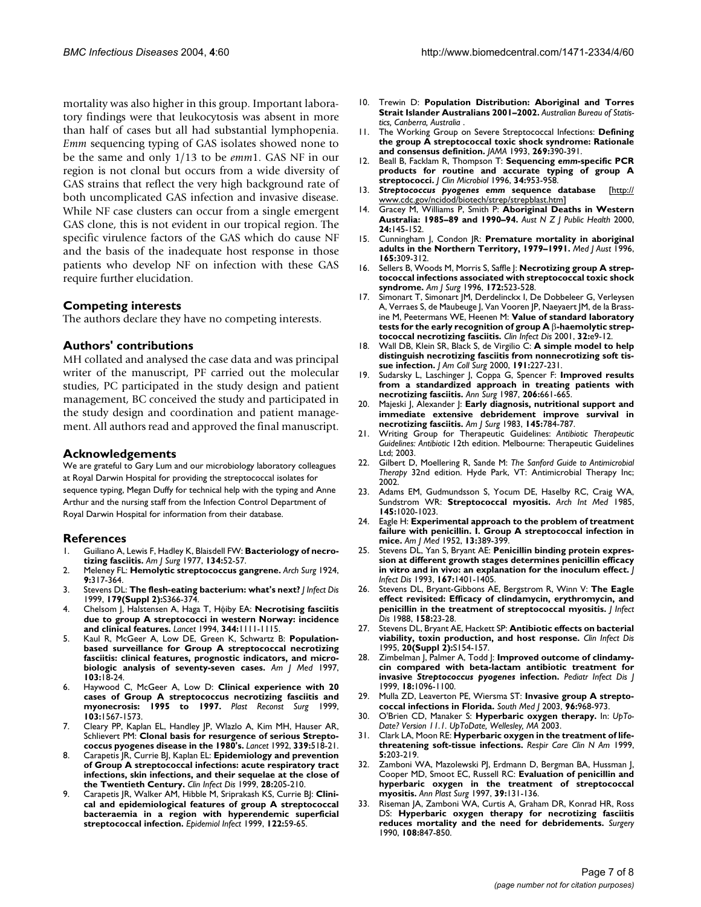mortality was also higher in this group. Important laboratory findings were that leukocytosis was absent in more than half of cases but all had substantial lymphopenia. *Emm* sequencing typing of GAS isolates showed none to be the same and only 1/13 to be *emm*1. GAS NF in our region is not clonal but occurs from a wide diversity of GAS strains that reflect the very high background rate of both uncomplicated GAS infection and invasive disease. While NF case clusters can occur from a single emergent GAS clone, this is not evident in our tropical region. The specific virulence factors of the GAS which do cause NF and the basis of the inadequate host response in those patients who develop NF on infection with these GAS require further elucidation.

## Competing interests

The authors declare they have no competing interests.

## Authors' contributions

MH collated and analysed the case data and was principal writer of the manuscript, PF carried out the molecular studies, PC participated in the study design and patient management, BC conceived the study and participated in the study design and coordination and patient management. All authors read and approved the final manuscript.

## Acknowledgements

We are grateful to Gary Lum and our microbiology laboratory colleagues at Royal Darwin Hospital for providing the streptococcal isolates for sequence typing, Megan Duffy for technical help with the typing and Anne Arthur and the nursing staff from the Infection Control Department of Royal Darwin Hospital for information from their database.

## References

1. Guiliano A, Lewis F, Hadley K, Blaisdell FW: **Bacteriology of necrotizing fasciitis.** *Am J Surg* 1977, **134:**52-57.
2. Meleney FL: **Hemolytic streptococcus gangrene.** *Arch Surg* 1924, **9:**317-364.
3. Stevens DL: **The flesh-eating bacterium: what's next?** *J Infect Dis* 1999, **179(Suppl 2):**S366-374.
4. Chelsom J, Halstensen A, Haga T, Høiby EA: **Necrotising fasciitis due to group A streptococci in western Norway: incidence and clinical features.** *Lancet* 1994, **344:**1111-1115.
5. Kaul R, McGeer A, Low DE, Green K, Schwartz B: **Population-based surveillance for Group A streptococcal necrotizing fasciitis: clinical features, prognostic indicators, and microbiologic analysis of seventy-seven cases.** *Am J Med* 1997, **103:**18-24.
6. Haywood C, McGeer A, Low D: **Clinical experience with 20 cases of Group A streptococcus necrotizing fasciitis and myonecrosis: 1995 to 1997.** *Plast Reconst Surg* 1999, **103:**1567-1573.
7. Cleary PP, Kaplan EL, Handley JP, Wlazlo A, Kim MH, Hauser AR, Schlievert PM: **Clonal basis for resurgence of serious Streptococcus pyogenes disease in the 1980's.** *Lancet* 1992, **339:**518-21.
8. Carapetis JR, Currie BJ, Kaplan EL: **Epidemiology and prevention of Group A streptococcal infections: acute respiratory tract infections, skin infections, and their sequelae at the close of the Twentieth Century.** *Clin Infect Dis* 1999, **28:**205-210.
9. Carapetis JR, Walker AM, Hibble M, Sriprakash KS, Currie BJ: **Clinical and epidemiological features of group A streptococcal bacteraemia in a region with hyperendemic superficial streptococcal infection.** *Epidemiol Infect* 1999, **122:**59-65.
10. Trewin D: **Population Distribution: Aboriginal and Torres Strait Islander Australians 2001–2002.** *Australian Bureau of Statistics, Canberra, Australia* .
11. The Working Group on Severe Streptococcal Infections: **Defining the group A streptococcal toxic shock syndrome: Rationale and consensus definition.** *JAMA* 1993, **269:**390-391.
12. Beall B, Facklam R, Thompson T: **Sequencing *emm*-specific PCR products for routine and accurate typing of group A streptococci.** *J Clin Microbiol* 1996, **34:**953-958.
13. ***Streptococcus pyogenes emm* sequence database** [http://www.cdc.gov/ncidod/biotech/strep/strepblast.htm]
14. Gracey M, Williams P, Smith P: **Aboriginal Deaths in Western Australia: 1985–89 and 1990–94.** *Aust N Z J Public Health* 2000, **24:**145-152.
15. Cunningham J, Condon JR: **Premature mortality in aboriginal adults in the Northern Territory, 1979–1991.** *Med J Aust* 1996, **165:**309-312.
16. Sellers B, Woods M, Morris S, Saffle J: **Necrotizing group A streptococcal infections associated with streptococcal toxic shock syndrome.** *Am J Surg* 1996, **172:**523-528.
17. Simonart T, Simonart JM, Derdelinckx I, De Dobbeleer G, Verleysen A, Verraes S, de Maubeuge J, Van Vooren JP, Naeyaert JM, de la Brassine M, Peetermans WE, Heenen M: **Value of standard laboratory tests for the early recognition of group A β-haemolytic streptococcal necrotizing fasciitis.** *Clin Infect Dis* 2001, **32:**e9-12.
18. Wall DB, Klein SR, Black S, de Virgilio C: **A simple model to help distinguish necrotizing fasciitis from nonnecrotizing soft tissue infection.** *J Am Coll Surg* 2000, **191:**227-231.
19. Sudarsky L, Laschinger J, Coppa G, Spencer F: **Improved results from a standardized approach in treating patients with necrotizing fasciitis.** *Ann Surg* 1987, **206:**661-665.
20. Majeski J, Alexander J: **Early diagnosis, nutritional support and immediate extensive debridement improve survival in necrotizing fasciitis.** *Am J Surg* 1983, **145:**784-787.
21. Writing Group for Therapeutic Guidelines: *Antibiotic Therapeutic Guidelines: Antibiotic* 12th edition. Melbourne: Therapeutic Guidelines Ltd; 2003.
22. Gilbert D, Moellering R, Sande M: *The Sanford Guide to Antimicrobial Therapy* 32nd edition. Hyde Park, VT: Antimicrobial Therapy Inc; 2002.
23. Adams EM, Gudmundsson S, Yocum DE, Haselby RC, Craig WA, Sundstrom WR: **Streptococcal myositis.** *Arch Int Med* 1985, **145:**1020-1023.
24. Eagle H: **Experimental approach to the problem of treatment failure with penicillin. I. Group A streptococcal infection in mice.** *Am J Med* 1952, **13:**389-399.
25. Stevens DL, Yan S, Bryant AE: **Penicillin binding protein expression at different growth stages determines penicillin efficacy in vitro and in vivo: an explanation for the inoculum effect.** *J Infect Dis* 1993, **167:**1401-1405.
26. Stevens DL, Bryant-Gibbons AE, Bergstrom R, Winn V: **The Eagle effect revisited: Efficacy of clindamycin, erythromycin, and penicillin in the treatment of streptococcal myositis.** *J Infect Dis* 1988, **158:**23-28.
27. Stevens DL, Bryant AE, Hackett SP: **Antibiotic effects on bacterial viability, toxin production, and host response.** *Clin Infect Dis* 1995, **20(Suppl 2):**S154-157.
28. Zimbelman J, Palmer A, Todd J: **Improved outcome of clindamycin compared with beta-lactam antibiotic treatment for invasive *Streptococcus pyogenes* infection.** *Pediatr Infect Dis J* 1999, **18:**1096-1100.
29. Mulla ZD, Leaverton PE, Wiersma ST: **Invasive group A streptococcal infections in Florida.** *South Med J* 2003, **96:**968-973.
30. O'Brien CD, Manaker S: **Hyperbaric oxygen therapy.** In: *UpToDate? Version 11.1. UpToDate, Wellesley, MA* 2003.
31. Clark LA, Moon RE: **Hyperbaric oxygen in the treatment of life-threatening soft-tissue infections.** *Respir Care Clin N Am* 1999, **5:**203-219.
32. Zamboni WA, Mazolewski PJ, Erdmann D, Bergman BA, Hussman J, Cooper MD, Smoot EC, Russell RC: **Evaluation of penicillin and hyperbaric oxygen in the treatment of streptococcal myositis.** *Ann Plast Surg* 1997, **39:**131-136.
33. Riseman JA, Zamboni WA, Curtis A, Graham DR, Konrad HR, Ross DS: **Hyperbaric oxygen therapy for necrotizing fasciitis reduces mortality and the need for debridements.** *Surgery* 1990, **108:**847-850.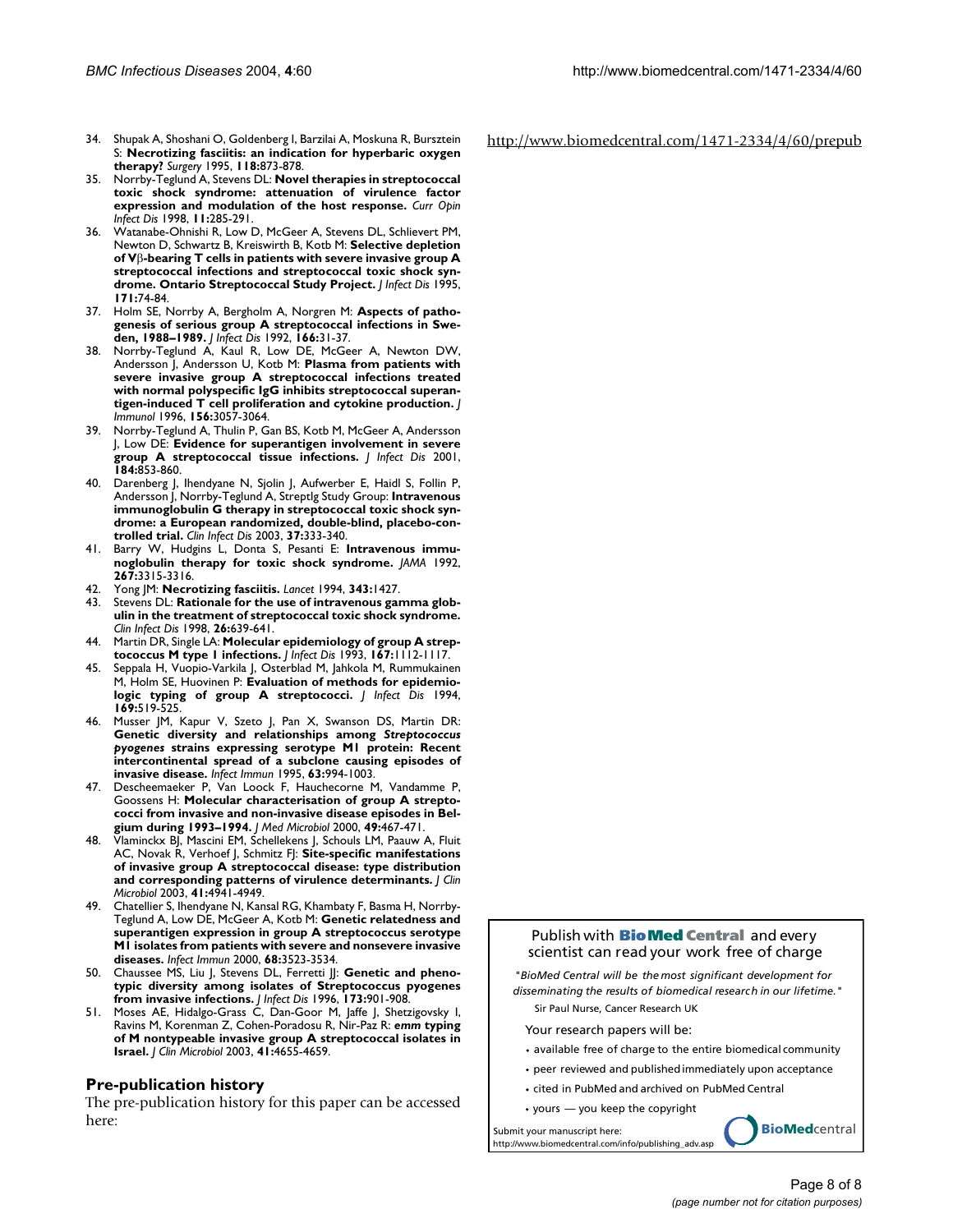34. Shupak A, Shoshani O, Goldenberg I, Barzilai A, Moskuna R, Bursztein S: **Necrotizing fasciitis: an indication for hyperbaric oxygen therapy?** *Surgery* 1995, **118:**873-878.
35. Norrby-Teglund A, Stevens DL: **Novel therapies in streptococcal toxic shock syndrome: attenuation of virulence factor expression and modulation of the host response.** *Curr Opin Infect Dis* 1998, **11:**285-291.
36. Watanabe-Ohnishi R, Low D, McGeer A, Stevens DL, Schlievert PM, Newton D, Schwartz B, Kreiswirth B, Kotb M: **Selective depletion of Vβ-bearing T cells in patients with severe invasive group A streptococcal infections and streptococcal toxic shock syndrome. Ontario Streptococcal Study Project.** *J Infect Dis* 1995, **171:**74-84.
37. Holm SE, Norrby A, Bergholm A, Norgren M: **Aspects of pathogenesis of serious group A streptococcal infections in Sweden, 1988–1989.** *J Infect Dis* 1992, **166:**31-37.
38. Norrby-Teglund A, Kaul R, Low DE, McGeer A, Newton DW, Andersson J, Andersson U, Kotb M: **Plasma from patients with severe invasive group A streptococcal infections treated with normal polyspecific IgG inhibits streptococcal superantigen-induced T cell proliferation and cytokine production.** *J Immunol* 1996, **156:**3057-3064.
39. Norrby-Teglund A, Thulin P, Gan BS, Kotb M, McGeer A, Andersson J, Low DE: **Evidence for superantigen involvement in severe group A streptococcal tissue infections.** *J Infect Dis* 2001, **184:**853-860.
40. Darenberg J, Ihendyane N, Sjolin J, Aufwerber E, Haidl S, Follin P, Andersson J, Norrby-Teglund A, StreptIg Study Group: **Intravenous immunoglobulin G therapy in streptococcal toxic shock syndrome: a European randomized, double-blind, placebo-controlled trial.** *Clin Infect Dis* 2003, **37:**333-340.
41. Barry W, Hudgins L, Donta S, Pesanti E: **Intravenous immunoglobulin therapy for toxic shock syndrome.** *JAMA* 1992, **267:**3315-3316.
42. Yong JM: **Necrotizing fasciitis.** *Lancet* 1994, **343:**1427.
43. Stevens DL: **Rationale for the use of intravenous gamma globulin in the treatment of streptococcal toxic shock syndrome.** *Clin Infect Dis* 1998, **26:**639-641.
44. Martin DR, Single LA: **Molecular epidemiology of group A streptococcus M type 1 infections.** *J Infect Dis* 1993, **167:**1112-1117.
45. Seppala H, Vuopio-Varkila J, Osterblad M, Jahkola M, Rummukainen M, Holm SE, Huovinen P: **Evaluation of methods for epidemiologic typing of group A streptococci.** *J Infect Dis* 1994, **169:**519-525.
46. Musser JM, Kapur V, Szeto J, Pan X, Swanson DS, Martin DR: **Genetic diversity and relationships among *Streptococcus pyogenes* strains expressing serotype M1 protein: Recent intercontinental spread of a subclone causing episodes of invasive disease.** *Infect Immun* 1995, **63:**994-1003.
47. Descheemaeker P, Van Loock F, Hauchecorne M, Vandamme P, Goossens H: **Molecular characterisation of group A streptococci from invasive and non-invasive disease episodes in Belgium during 1993–1994.** *J Med Microbiol* 2000, **49:**467-471.
48. Vlaminckx BJ, Mascini EM, Schellekens J, Schouls LM, Paauw A, Fluit AC, Novak R, Verhoef J, Schmitz FJ: **Site-specific manifestations of invasive group A streptococcal disease: type distribution and corresponding patterns of virulence determinants.** *J Clin Microbiol* 2003, **41:**4941-4949.
49. Chatellier S, Ihendyane N, Kansal RG, Khambaty F, Basma H, Norrby-Teglund A, Low DE, McGeer A, Kotb M: **Genetic relatedness and superantigen expression in group A streptococcus serotype M1 isolates from patients with severe and nonsevere invasive diseases.** *Infect Immun* 2000, **68:**3523-3534.
50. Chaussee MS, Liu J, Stevens DL, Ferretti JJ: **Genetic and phenotypic diversity among isolates of Streptococcus pyogenes from invasive infections.** *J Infect Dis* 1996, **173:**901-908.
51. Moses AE, Hidalgo-Grass C, Dan-Goor M, Jaffe J, Shetzigovsky I, Ravins M, Korenman Z, Cohen-Poradosu R, Nir-Paz R: ***emm* typing of M nontypeable invasive group A streptococcal isolates in Israel.** *J Clin Microbiol* 2003, **41:**4655-4659.

## Pre-publication history

The pre-publication history for this paper can be accessed here:

http://www.biomedcentral.com/1471-2334/4/60/prepub

Publish with **BioMed Central** and every scientist can read your work free of charge

*"BioMed Central will be the most significant development for disseminating the results of biomedical research in our lifetime."*

Sir Paul Nurse, Cancer Research UK

Your research papers will be:

- available free of charge to the entire biomedical community
- peer reviewed and published immediately upon acceptance
- cited in PubMed and archived on PubMed Central
- yours — you keep the copyright

Submit your manuscript here:
http://www.biomedcentral.com/info/publishing_adv.asp

**BioMed**central